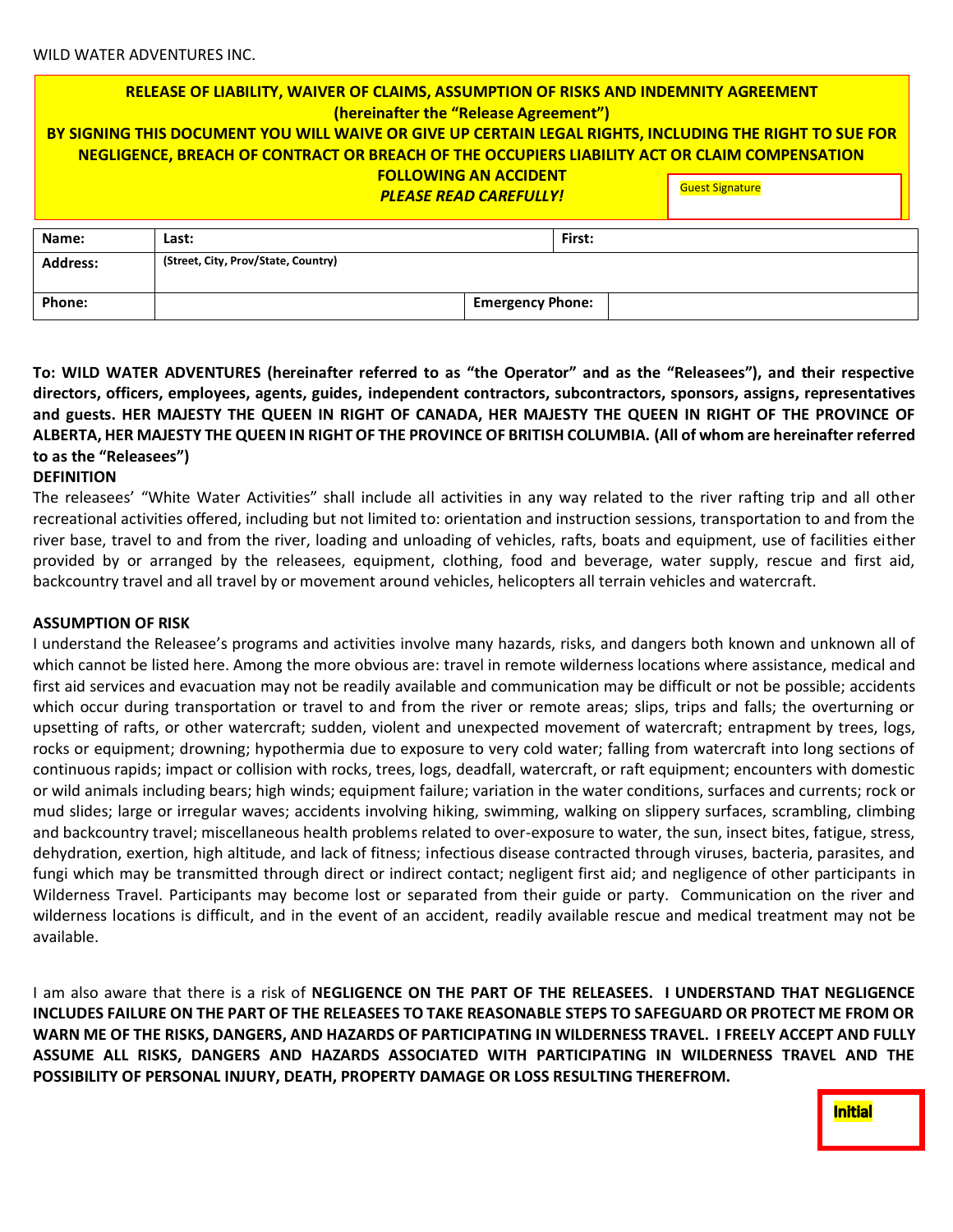WILD WATER ADVENTURES INC.

**RELEASE OF LIABILITY, WAIVER OF CLAIMS, ASSUMPTION OF RISKS AND INDEMNITY AGREEMENT**
**(hereinafter the "Release Agreement")**
**BY SIGNING THIS DOCUMENT YOU WILL WAIVE OR GIVE UP CERTAIN LEGAL RIGHTS, INCLUDING THE RIGHT TO SUE FOR NEGLIGENCE, BREACH OF CONTRACT OR BREACH OF THE OCCUPIERS LIABILITY ACT OR CLAIM COMPENSATION FOLLOWING AN ACCIDENT**
***PLEASE READ CAREFULLY!***

Guest Signature

| Name: | Last: | | First: | |
|---|---|---|---|---|
| Address: | (Street, City, Prov/State, Country) | | | |
| Phone: | | Emergency Phone: | | |

**To: WILD WATER ADVENTURES (hereinafter referred to as "the Operator" and as the "Releasees"), and their respective directors, officers, employees, agents, guides, independent contractors, subcontractors, sponsors, assigns, representatives and guests. HER MAJESTY THE QUEEN IN RIGHT OF CANADA, HER MAJESTY THE QUEEN IN RIGHT OF THE PROVINCE OF ALBERTA, HER MAJESTY THE QUEEN IN RIGHT OF THE PROVINCE OF BRITISH COLUMBIA. (All of whom are hereinafter referred to as the "Releasees")**

**DEFINITION**

The releasees' "White Water Activities" shall include all activities in any way related to the river rafting trip and all other recreational activities offered, including but not limited to: orientation and instruction sessions, transportation to and from the river base, travel to and from the river, loading and unloading of vehicles, rafts, boats and equipment, use of facilities either provided by or arranged by the releasees, equipment, clothing, food and beverage, water supply, rescue and first aid, backcountry travel and all travel by or movement around vehicles, helicopters all terrain vehicles and watercraft.

**ASSUMPTION OF RISK**

I understand the Releasee's programs and activities involve many hazards, risks, and dangers both known and unknown all of which cannot be listed here. Among the more obvious are: travel in remote wilderness locations where assistance, medical and first aid services and evacuation may not be readily available and communication may be difficult or not be possible; accidents which occur during transportation or travel to and from the river or remote areas; slips, trips and falls; the overturning or upsetting of rafts, or other watercraft; sudden, violent and unexpected movement of watercraft; entrapment by trees, logs, rocks or equipment; drowning; hypothermia due to exposure to very cold water; falling from watercraft into long sections of continuous rapids; impact or collision with rocks, trees, logs, deadfall, watercraft, or raft equipment; encounters with domestic or wild animals including bears; high winds; equipment failure; variation in the water conditions, surfaces and currents; rock or mud slides; large or irregular waves; accidents involving hiking, swimming, walking on slippery surfaces, scrambling, climbing and backcountry travel; miscellaneous health problems related to over-exposure to water, the sun, insect bites, fatigue, stress, dehydration, exertion, high altitude, and lack of fitness; infectious disease contracted through viruses, bacteria, parasites, and fungi which may be transmitted through direct or indirect contact; negligent first aid; and negligence of other participants in Wilderness Travel. Participants may become lost or separated from their guide or party. Communication on the river and wilderness locations is difficult, and in the event of an accident, readily available rescue and medical treatment may not be available.

I am also aware that there is a risk of **NEGLIGENCE ON THE PART OF THE RELEASEES. I UNDERSTAND THAT NEGLIGENCE INCLUDES FAILURE ON THE PART OF THE RELEASEES TO TAKE REASONABLE STEPS TO SAFEGUARD OR PROTECT ME FROM OR WARN ME OF THE RISKS, DANGERS, AND HAZARDS OF PARTICIPATING IN WILDERNESS TRAVEL. I FREELY ACCEPT AND FULLY ASSUME ALL RISKS, DANGERS AND HAZARDS ASSOCIATED WITH PARTICIPATING IN WILDERNESS TRAVEL AND THE POSSIBILITY OF PERSONAL INJURY, DEATH, PROPERTY DAMAGE OR LOSS RESULTING THEREFROM.**

**Initial**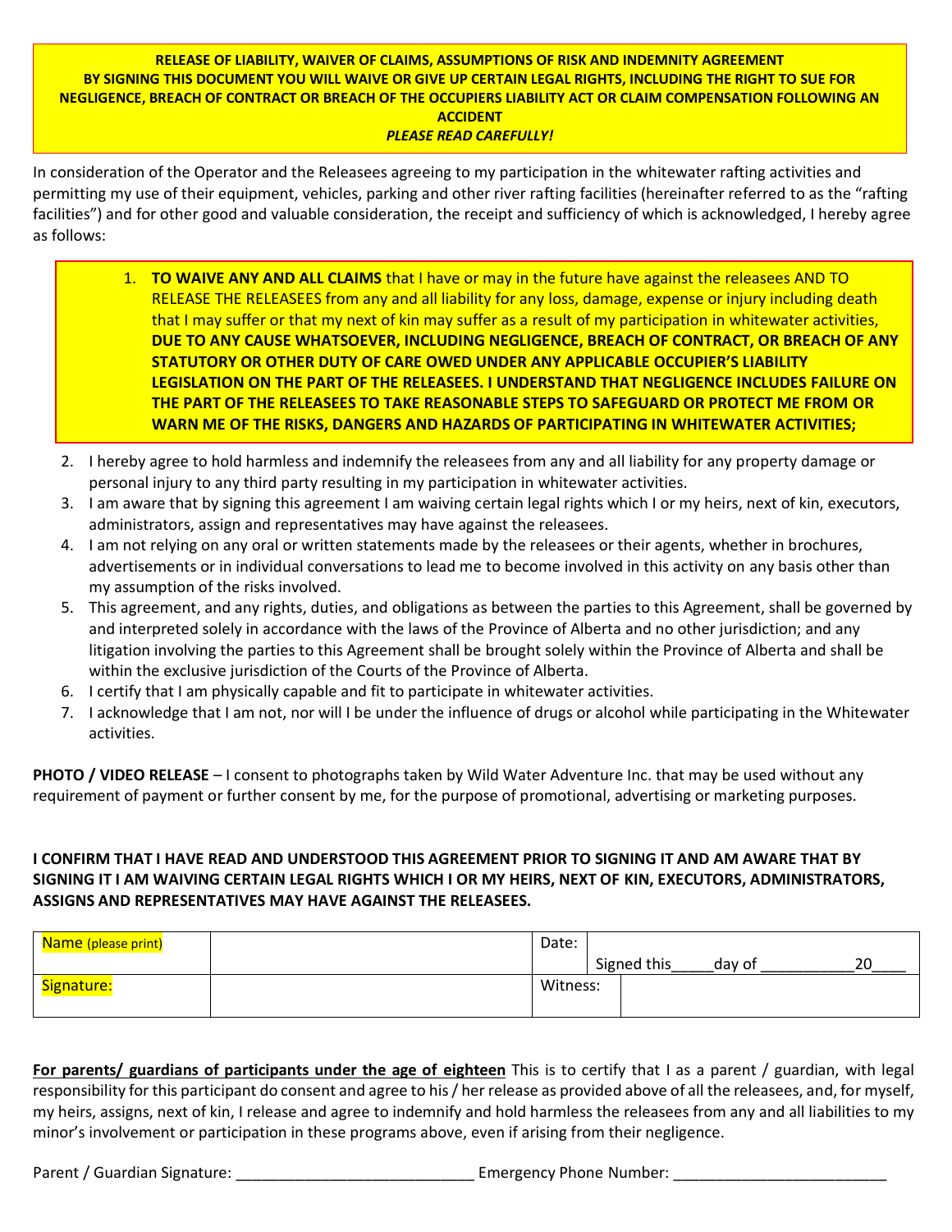**RELEASE OF LIABILITY, WAIVER OF CLAIMS, ASSUMPTIONS OF RISK AND INDEMNITY AGREEMENT**
**BY SIGNING THIS DOCUMENT YOU WILL WAIVE OR GIVE UP CERTAIN LEGAL RIGHTS, INCLUDING THE RIGHT TO SUE FOR NEGLIGENCE, BREACH OF CONTRACT OR BREACH OF THE OCCUPIERS LIABILITY ACT OR CLAIM COMPENSATION FOLLOWING AN ACCIDENT**
***PLEASE READ CAREFULLY!***

In consideration of the Operator and the Releasees agreeing to my participation in the whitewater rafting activities and permitting my use of their equipment, vehicles, parking and other river rafting facilities (hereinafter referred to as the "rafting facilities") and for other good and valuable consideration, the receipt and sufficiency of which is acknowledged, I hereby agree as follows:

1. **TO WAIVE ANY AND ALL CLAIMS** that I have or may in the future have against the releasees AND TO RELEASE THE RELEASEES from any and all liability for any loss, damage, expense or injury including death that I may suffer or that my next of kin may suffer as a result of my participation in whitewater activities, **DUE TO ANY CAUSE WHATSOEVER, INCLUDING NEGLIGENCE, BREACH OF CONTRACT, OR BREACH OF ANY STATUTORY OR OTHER DUTY OF CARE OWED UNDER ANY APPLICABLE OCCUPIER'S LIABILITY LEGISLATION ON THE PART OF THE RELEASEES. I UNDERSTAND THAT NEGLIGENCE INCLUDES FAILURE ON THE PART OF THE RELEASEES TO TAKE REASONABLE STEPS TO SAFEGUARD OR PROTECT ME FROM OR WARN ME OF THE RISKS, DANGERS AND HAZARDS OF PARTICIPATING IN WHITEWATER ACTIVITIES;**
2. I hereby agree to hold harmless and indemnify the releasees from any and all liability for any property damage or personal injury to any third party resulting in my participation in whitewater activities.
3. I am aware that by signing this agreement I am waiving certain legal rights which I or my heirs, next of kin, executors, administrators, assign and representatives may have against the releasees.
4. I am not relying on any oral or written statements made by the releasees or their agents, whether in brochures, advertisements or in individual conversations to lead me to become involved in this activity on any basis other than my assumption of the risks involved.
5. This agreement, and any rights, duties, and obligations as between the parties to this Agreement, shall be governed by and interpreted solely in accordance with the laws of the Province of Alberta and no other jurisdiction; and any litigation involving the parties to this Agreement shall be brought solely within the Province of Alberta and shall be within the exclusive jurisdiction of the Courts of the Province of Alberta.
6. I certify that I am physically capable and fit to participate in whitewater activities.
7. I acknowledge that I am not, nor will I be under the influence of drugs or alcohol while participating in the Whitewater activities.

**PHOTO / VIDEO RELEASE** – I consent to photographs taken by Wild Water Adventure Inc. that may be used without any requirement of payment or further consent by me, for the purpose of promotional, advertising or marketing purposes.

**I CONFIRM THAT I HAVE READ AND UNDERSTOOD THIS AGREEMENT PRIOR TO SIGNING IT AND AM AWARE THAT BY SIGNING IT I AM WAIVING CERTAIN LEGAL RIGHTS WHICH I OR MY HEIRS, NEXT OF KIN, EXECUTORS, ADMINISTRATORS, ASSIGNS AND REPRESENTATIVES MAY HAVE AGAINST THE RELEASEES.**

| | | | |
|---|---|---|---|
| Name (please print) | | Date: | Signed this_____day of ___________20____ |
| Signature: | | Witness: | |

**For parents/ guardians of participants under the age of eighteen** This is to certify that I as a parent / guardian, with legal responsibility for this participant do consent and agree to his / her release as provided above of all the releasees, and, for myself, my heirs, assigns, next of kin, I release and agree to indemnify and hold harmless the releasees from any and all liabilities to my minor's involvement or participation in these programs above, even if arising from their negligence.

Parent / Guardian Signature: ____________________________ Emergency Phone Number: _________________________